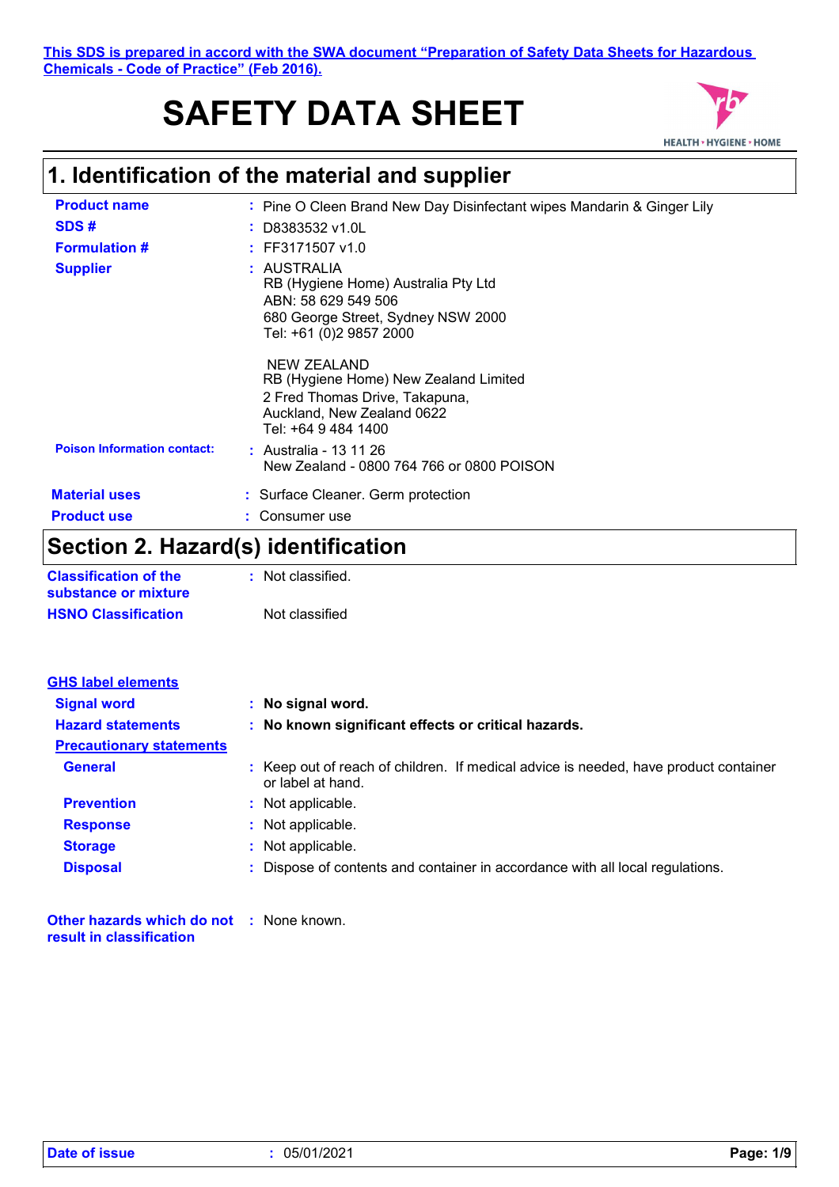This SDS is prepared in accord with the SWA document "Preparation of Safety Data Sheets for Hazardous Chemicals - Code of Practice" (Feb 2016).

# SAFETY DATA SHEET

HEALTH • HYGIENE • HOME

## 1. Identification of the material and supplier

**Product name** : Pine O Cleen Brand New Day Disinfectant wipes Mandarin & Ginger Lily

**SDS #** : D8383532 v1.0L

**Formulation #** : FF3171507 v1.0

**Supplier** : AUSTRALIA
RB (Hygiene Home) Australia Pty Ltd
ABN: 58 629 549 506
680 George Street, Sydney NSW 2000
Tel: +61 (0)2 9857 2000

NEW ZEALAND
RB (Hygiene Home) New Zealand Limited
2 Fred Thomas Drive, Takapuna,
Auckland, New Zealand 0622
Tel: +64 9 484 1400

**Poison Information contact:** : Australia - 13 11 26
New Zealand - 0800 764 766 or 0800 POISON

**Material uses** : Surface Cleaner. Germ protection

**Product use** : Consumer use

## Section 2. Hazard(s) identification

**Classification of the substance or mixture** : Not classified.

**HSNO Classification** Not classified

**GHS label elements**

**Signal word** : **No signal word.**

**Hazard statements** : **No known significant effects or critical hazards.**

**Precautionary statements**

**General** : Keep out of reach of children. If medical advice is needed, have product container or label at hand.

**Prevention** : Not applicable.

**Response** : Not applicable.

**Storage** : Not applicable.

**Disposal** : Dispose of contents and container in accordance with all local regulations.

**Other hazards which do not result in classification** : None known.

**Date of issue** : 05/01/2021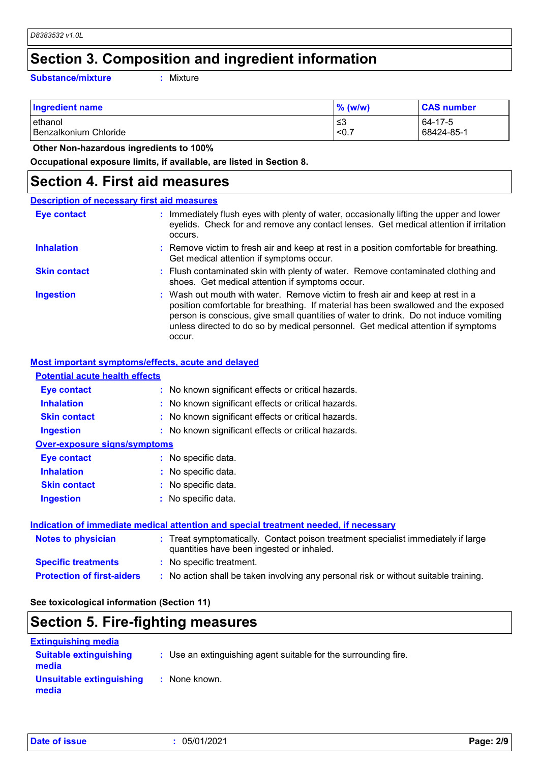# Section 3. Composition and ingredient information

**Substance/mixture** : Mixture

| Ingredient name | % (w/w) | CAS number |
|---|---|---|
| ethanol | ≤3 | 64-17-5 |
| Benzalkonium Chloride | <0.7 | 68424-85-1 |

**Other Non-hazardous ingredients to 100%**

**Occupational exposure limits, if available, are listed in Section 8.**

# Section 4. First aid measures

## Description of necessary first aid measures

**Eye contact** : Immediately flush eyes with plenty of water, occasionally lifting the upper and lower eyelids. Check for and remove any contact lenses. Get medical attention if irritation occurs.

**Inhalation** : Remove victim to fresh air and keep at rest in a position comfortable for breathing. Get medical attention if symptoms occur.

**Skin contact** : Flush contaminated skin with plenty of water. Remove contaminated clothing and shoes. Get medical attention if symptoms occur.

**Ingestion** : Wash out mouth with water. Remove victim to fresh air and keep at rest in a position comfortable for breathing. If material has been swallowed and the exposed person is conscious, give small quantities of water to drink. Do not induce vomiting unless directed to do so by medical personnel. Get medical attention if symptoms occur.

## Most important symptoms/effects, acute and delayed

### Potential acute health effects

**Eye contact** : No known significant effects or critical hazards.

**Inhalation** : No known significant effects or critical hazards.

**Skin contact** : No known significant effects or critical hazards.

**Ingestion** : No known significant effects or critical hazards.

### Over-exposure signs/symptoms

**Eye contact** : No specific data.

**Inhalation** : No specific data.

**Skin contact** : No specific data.

**Ingestion** : No specific data.

## Indication of immediate medical attention and special treatment needed, if necessary

**Notes to physician** : Treat symptomatically. Contact poison treatment specialist immediately if large quantities have been ingested or inhaled.

**Specific treatments** : No specific treatment.

**Protection of first-aiders** : No action shall be taken involving any personal risk or without suitable training.

**See toxicological information (Section 11)**

# Section 5. Fire-fighting measures

## Extinguishing media

**Suitable extinguishing media** : Use an extinguishing agent suitable for the surrounding fire.

**Unsuitable extinguishing media** : None known.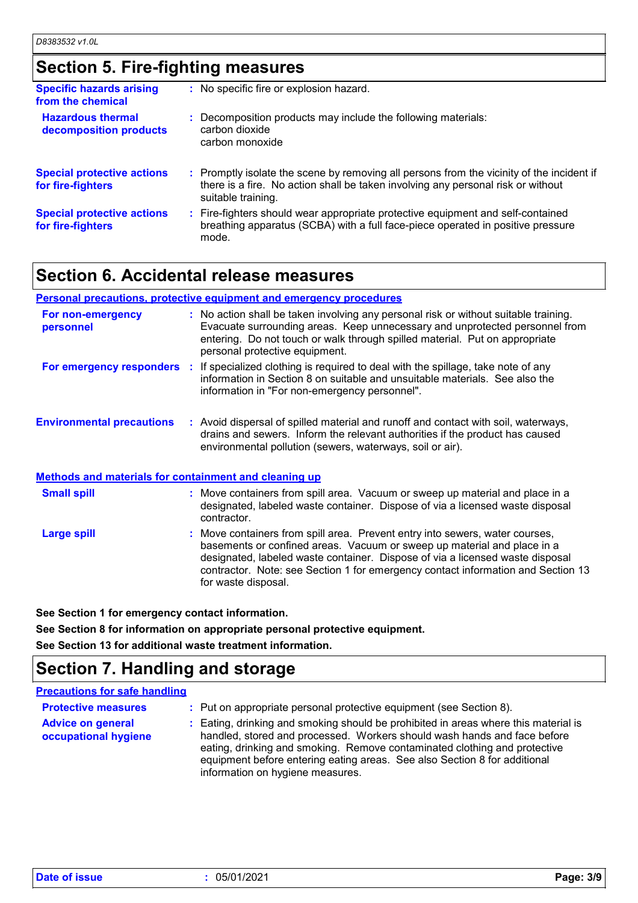## Section 5. Fire-fighting measures

| | |
|---|---|
| **Specific hazards arising from the chemical** | : No specific fire or explosion hazard. |
| **Hazardous thermal decomposition products** | : Decomposition products may include the following materials: carbon dioxide carbon monoxide |
| **Special protective actions for fire-fighters** | : Promptly isolate the scene by removing all persons from the vicinity of the incident if there is a fire. No action shall be taken involving any personal risk or without suitable training. |
| **Special protective actions for fire-fighters** | : Fire-fighters should wear appropriate protective equipment and self-contained breathing apparatus (SCBA) with a full face-piece operated in positive pressure mode. |

## Section 6. Accidental release measures

### Personal precautions, protective equipment and emergency procedures

| | |
|---|---|
| **For non-emergency personnel** | : No action shall be taken involving any personal risk or without suitable training. Evacuate surrounding areas. Keep unnecessary and unprotected personnel from entering. Do not touch or walk through spilled material. Put on appropriate personal protective equipment. |
| **For emergency responders** | : If specialized clothing is required to deal with the spillage, take note of any information in Section 8 on suitable and unsuitable materials. See also the information in "For non-emergency personnel". |
| **Environmental precautions** | : Avoid dispersal of spilled material and runoff and contact with soil, waterways, drains and sewers. Inform the relevant authorities if the product has caused environmental pollution (sewers, waterways, soil or air). |

### Methods and materials for containment and cleaning up

| | |
|---|---|
| **Small spill** | : Move containers from spill area. Vacuum or sweep up material and place in a designated, labeled waste container. Dispose of via a licensed waste disposal contractor. |
| **Large spill** | : Move containers from spill area. Prevent entry into sewers, water courses, basements or confined areas. Vacuum or sweep up material and place in a designated, labeled waste container. Dispose of via a licensed waste disposal contractor. Note: see Section 1 for emergency contact information and Section 13 for waste disposal. |

**See Section 1 for emergency contact information.**

**See Section 8 for information on appropriate personal protective equipment.**

**See Section 13 for additional waste treatment information.**

## Section 7. Handling and storage

### Precautions for safe handling

| | |
|---|---|
| **Protective measures** | : Put on appropriate personal protective equipment (see Section 8). |
| **Advice on general occupational hygiene** | : Eating, drinking and smoking should be prohibited in areas where this material is handled, stored and processed. Workers should wash hands and face before eating, drinking and smoking. Remove contaminated clothing and protective equipment before entering eating areas. See also Section 8 for additional information on hygiene measures. |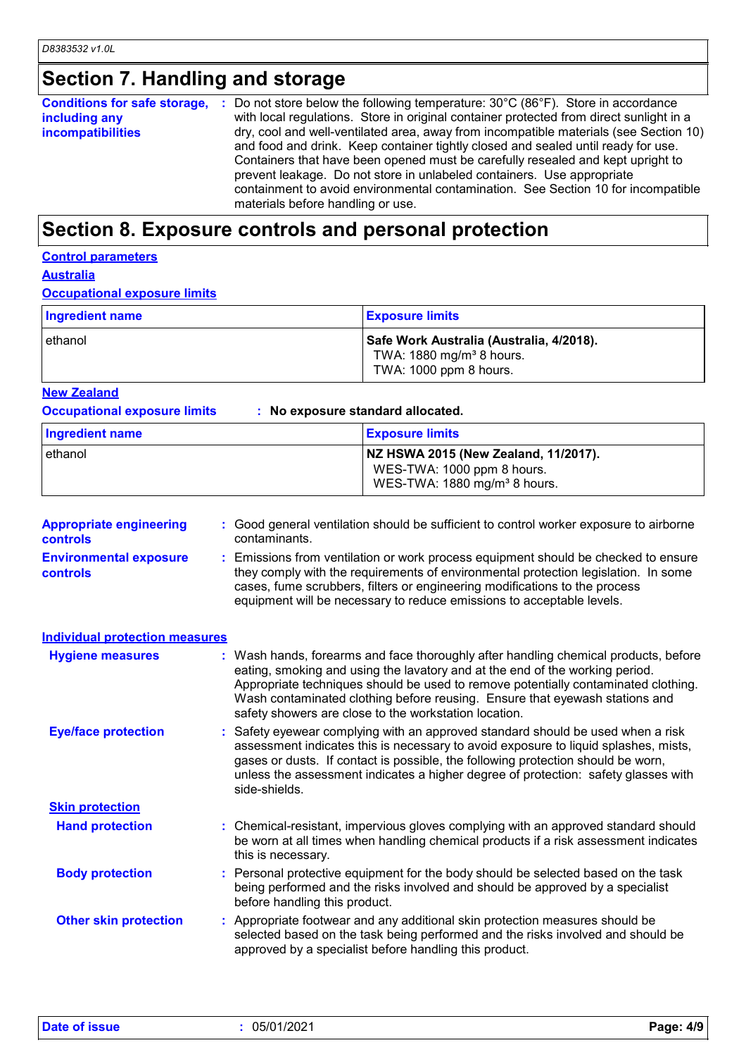## Section 7. Handling and storage

**Conditions for safe storage, including any incompatibilities** : Do not store below the following temperature: 30°C (86°F). Store in accordance with local regulations. Store in original container protected from direct sunlight in a dry, cool and well-ventilated area, away from incompatible materials (see Section 10) and food and drink. Keep container tightly closed and sealed until ready for use. Containers that have been opened must be carefully resealed and kept upright to prevent leakage. Do not store in unlabeled containers. Use appropriate containment to avoid environmental contamination. See Section 10 for incompatible materials before handling or use.

## Section 8. Exposure controls and personal protection

### Control parameters

#### Australia

**Occupational exposure limits**

| Ingredient name | Exposure limits |
|---|---|
| ethanol | **Safe Work Australia (Australia, 4/2018).**<br>TWA: 1880 mg/m³ 8 hours.<br>TWA: 1000 ppm 8 hours. |

#### New Zealand

**Occupational exposure limits** : **No exposure standard allocated.**

| Ingredient name | Exposure limits |
|---|---|
| ethanol | **NZ HSWA 2015 (New Zealand, 11/2017).**<br>WES-TWA: 1000 ppm 8 hours.<br>WES-TWA: 1880 mg/m³ 8 hours. |

**Appropriate engineering controls** : Good general ventilation should be sufficient to control worker exposure to airborne contaminants.

**Environmental exposure controls** : Emissions from ventilation or work process equipment should be checked to ensure they comply with the requirements of environmental protection legislation. In some cases, fume scrubbers, filters or engineering modifications to the process equipment will be necessary to reduce emissions to acceptable levels.

### Individual protection measures

**Hygiene measures** : Wash hands, forearms and face thoroughly after handling chemical products, before eating, smoking and using the lavatory and at the end of the working period. Appropriate techniques should be used to remove potentially contaminated clothing. Wash contaminated clothing before reusing. Ensure that eyewash stations and safety showers are close to the workstation location.

**Eye/face protection** : Safety eyewear complying with an approved standard should be used when a risk assessment indicates this is necessary to avoid exposure to liquid splashes, mists, gases or dusts. If contact is possible, the following protection should be worn, unless the assessment indicates a higher degree of protection: safety glasses with side-shields.

#### Skin protection

**Hand protection** : Chemical-resistant, impervious gloves complying with an approved standard should be worn at all times when handling chemical products if a risk assessment indicates this is necessary.

**Body protection** : Personal protective equipment for the body should be selected based on the task being performed and the risks involved and should be approved by a specialist before handling this product.

**Other skin protection** : Appropriate footwear and any additional skin protection measures should be selected based on the task being performed and the risks involved and should be approved by a specialist before handling this product.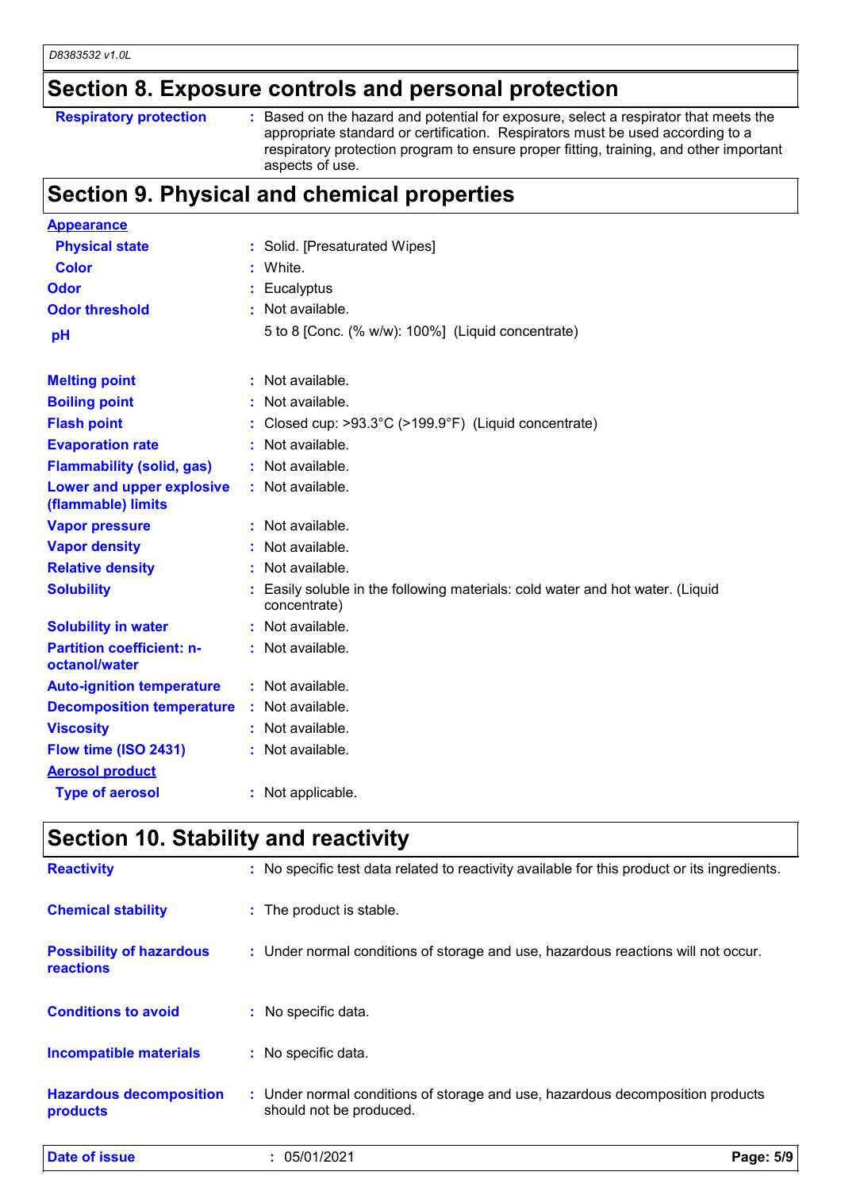## Section 8. Exposure controls and personal protection

| | |
|---|---|
| **Respiratory protection** | Based on the hazard and potential for exposure, select a respirator that meets the appropriate standard or certification. Respirators must be used according to a respiratory protection program to ensure proper fitting, training, and other important aspects of use. |

## Section 9. Physical and chemical properties

**Appearance**

| | |
|---|---|
| **Physical state** | Solid. [Presaturated Wipes] |
| **Color** | White. |
| **Odor** | Eucalyptus |
| **Odor threshold** | Not available. |
| **pH** | 5 to 8 [Conc. (% w/w): 100%] (Liquid concentrate) |
| **Melting point** | Not available. |
| **Boiling point** | Not available. |
| **Flash point** | Closed cup: >93.3°C (>199.9°F) (Liquid concentrate) |
| **Evaporation rate** | Not available. |
| **Flammability (solid, gas)** | Not available. |
| **Lower and upper explosive (flammable) limits** | Not available. |
| **Vapor pressure** | Not available. |
| **Vapor density** | Not available. |
| **Relative density** | Not available. |
| **Solubility** | Easily soluble in the following materials: cold water and hot water. (Liquid concentrate) |
| **Solubility in water** | Not available. |
| **Partition coefficient: n-octanol/water** | Not available. |
| **Auto-ignition temperature** | Not available. |
| **Decomposition temperature** | Not available. |
| **Viscosity** | Not available. |
| **Flow time (ISO 2431)** | Not available. |

**Aerosol product**

| | |
|---|---|
| **Type of aerosol** | Not applicable. |

## Section 10. Stability and reactivity

| | |
|---|---|
| **Reactivity** | No specific test data related to reactivity available for this product or its ingredients. |
| **Chemical stability** | The product is stable. |
| **Possibility of hazardous reactions** | Under normal conditions of storage and use, hazardous reactions will not occur. |
| **Conditions to avoid** | No specific data. |
| **Incompatible materials** | No specific data. |
| **Hazardous decomposition products** | Under normal conditions of storage and use, hazardous decomposition products should not be produced. |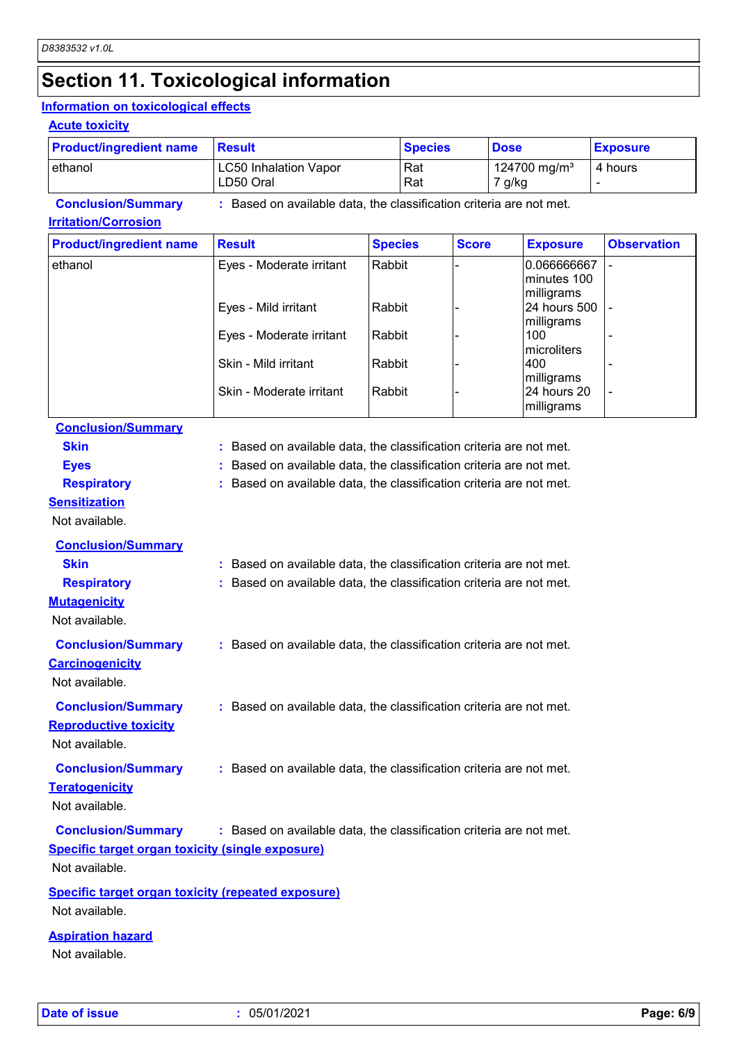# Section 11. Toxicological information

## Information on toxicological effects

### Acute toxicity

| Product/ingredient name | Result | Species | Dose | Exposure |
|---|---|---|---|---|
| ethanol | LC50 Inhalation Vapor<br>LD50 Oral | Rat<br>Rat | 124700 mg/m³<br>7 g/kg | 4 hours<br>- |

**Conclusion/Summary** : Based on available data, the classification criteria are not met.

### Irritation/Corrosion

| Product/ingredient name | Result | Species | Score | Exposure | Observation |
|---|---|---|---|---|---|
| ethanol | Eyes - Moderate irritant | Rabbit | - | 0.066666667 minutes 100 milligrams | - |
| | Eyes - Mild irritant | Rabbit | - | 24 hours 500 milligrams | - |
| | Eyes - Moderate irritant | Rabbit | - | 100 microliters | - |
| | Skin - Mild irritant | Rabbit | - | 400 milligrams | - |
| | Skin - Moderate irritant | Rabbit | - | 24 hours 20 milligrams | - |

**Conclusion/Summary**

**Skin** : Based on available data, the classification criteria are not met.

**Eyes** : Based on available data, the classification criteria are not met.

**Respiratory** : Based on available data, the classification criteria are not met.

### Sensitization

Not available.

**Conclusion/Summary**

**Skin** : Based on available data, the classification criteria are not met.

**Respiratory** : Based on available data, the classification criteria are not met.

### Mutagenicity

Not available.

**Conclusion/Summary** : Based on available data, the classification criteria are not met.

### Carcinogenicity

Not available.

**Conclusion/Summary** : Based on available data, the classification criteria are not met.

### Reproductive toxicity

Not available.

**Conclusion/Summary** : Based on available data, the classification criteria are not met.

### Teratogenicity

Not available.

**Conclusion/Summary** : Based on available data, the classification criteria are not met.

### Specific target organ toxicity (single exposure)

Not available.

### Specific target organ toxicity (repeated exposure)

Not available.

### Aspiration hazard

Not available.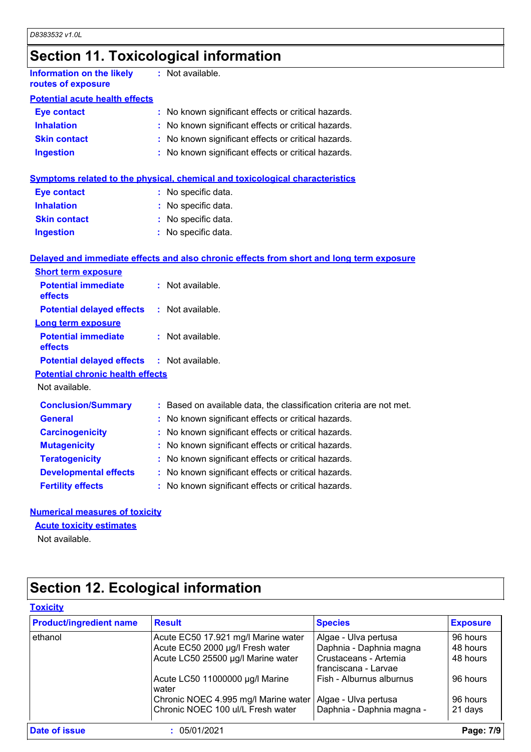# Section 11. Toxicological information

**Information on the likely routes of exposure** : Not available.

**Potential acute health effects**

- **Eye contact** : No known significant effects or critical hazards.
- **Inhalation** : No known significant effects or critical hazards.
- **Skin contact** : No known significant effects or critical hazards.
- **Ingestion** : No known significant effects or critical hazards.

**Symptoms related to the physical, chemical and toxicological characteristics**

- **Eye contact** : No specific data.
- **Inhalation** : No specific data.
- **Skin contact** : No specific data.
- **Ingestion** : No specific data.

**Delayed and immediate effects and also chronic effects from short and long term exposure**

**Short term exposure**

- **Potential immediate effects** : Not available.
- **Potential delayed effects** : Not available.

**Long term exposure**

- **Potential immediate effects** : Not available.
- **Potential delayed effects** : Not available.

**Potential chronic health effects**

Not available.

- **Conclusion/Summary** : Based on available data, the classification criteria are not met.
- **General** : No known significant effects or critical hazards.
- **Carcinogenicity** : No known significant effects or critical hazards.
- **Mutagenicity** : No known significant effects or critical hazards.
- **Teratogenicity** : No known significant effects or critical hazards.
- **Developmental effects** : No known significant effects or critical hazards.
- **Fertility effects** : No known significant effects or critical hazards.

**Numerical measures of toxicity**

**Acute toxicity estimates**

Not available.

# Section 12. Ecological information

**Toxicity**

| Product/ingredient name | Result | Species | Exposure |
|---|---|---|---|
| ethanol | Acute EC50 17.921 mg/l Marine water | Algae - Ulva pertusa | 96 hours |
| | Acute EC50 2000 µg/l Fresh water | Daphnia - Daphnia magna | 48 hours |
| | Acute LC50 25500 µg/l Marine water | Crustaceans - Artemia franciscana - Larvae | 48 hours |
| | Acute LC50 11000000 µg/l Marine water | Fish - Alburnus alburnus | 96 hours |
| | Chronic NOEC 4.995 mg/l Marine water | Algae - Ulva pertusa | 96 hours |
| | Chronic NOEC 100 ul/L Fresh water | Daphnia - Daphnia magna - | 21 days |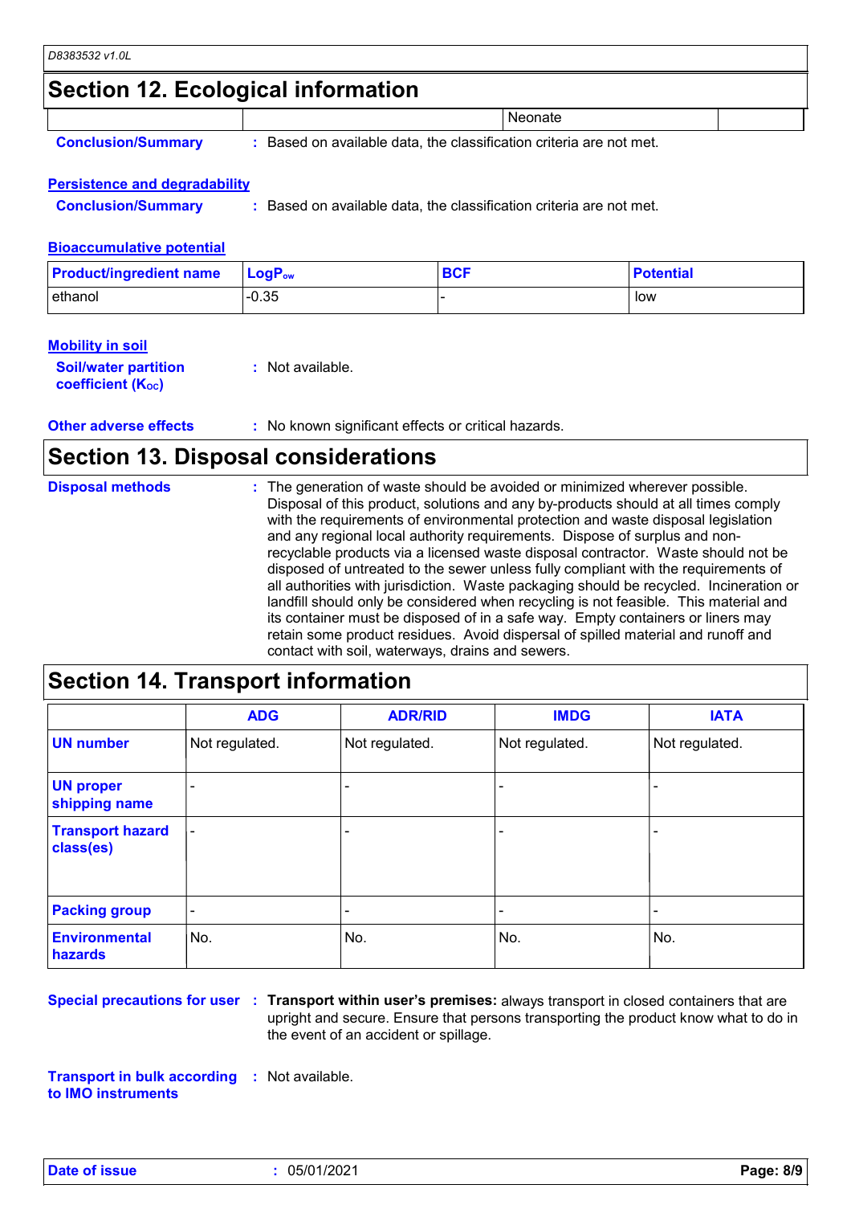## Section 12. Ecological information

| | | Neonate | |
|---|---|---|---|

**Conclusion/Summary** : Based on available data, the classification criteria are not met.

### Persistence and degradability

**Conclusion/Summary** : Based on available data, the classification criteria are not met.

### Bioaccumulative potential

| Product/ingredient name | $LogP_{ow}$ | BCF | Potential |
|---|---|---|---|
| ethanol | -0.35 | - | low |

### Mobility in soil

**Soil/water partition coefficient ($K_{OC}$)** : Not available.

**Other adverse effects** : No known significant effects or critical hazards.

## Section 13. Disposal considerations

**Disposal methods** : The generation of waste should be avoided or minimized wherever possible. Disposal of this product, solutions and any by-products should at all times comply with the requirements of environmental protection and waste disposal legislation and any regional local authority requirements. Dispose of surplus and non-recyclable products via a licensed waste disposal contractor. Waste should not be disposed of untreated to the sewer unless fully compliant with the requirements of all authorities with jurisdiction. Waste packaging should be recycled. Incineration or landfill should only be considered when recycling is not feasible. This material and its container must be disposed of in a safe way. Empty containers or liners may retain some product residues. Avoid dispersal of spilled material and runoff and contact with soil, waterways, drains and sewers.

## Section 14. Transport information

| | ADG | ADR/RID | IMDG | IATA |
|---|---|---|---|---|
| **UN number** | Not regulated. | Not regulated. | Not regulated. | Not regulated. |
| **UN proper shipping name** | - | - | - | - |
| **Transport hazard class(es)** | - | - | - | - |
| **Packing group** | - | - | - | - |
| **Environmental hazards** | No. | No. | No. | No. |

**Special precautions for user** : **Transport within user's premises:** always transport in closed containers that are upright and secure. Ensure that persons transporting the product know what to do in the event of an accident or spillage.

**Transport in bulk according to IMO instruments** : Not available.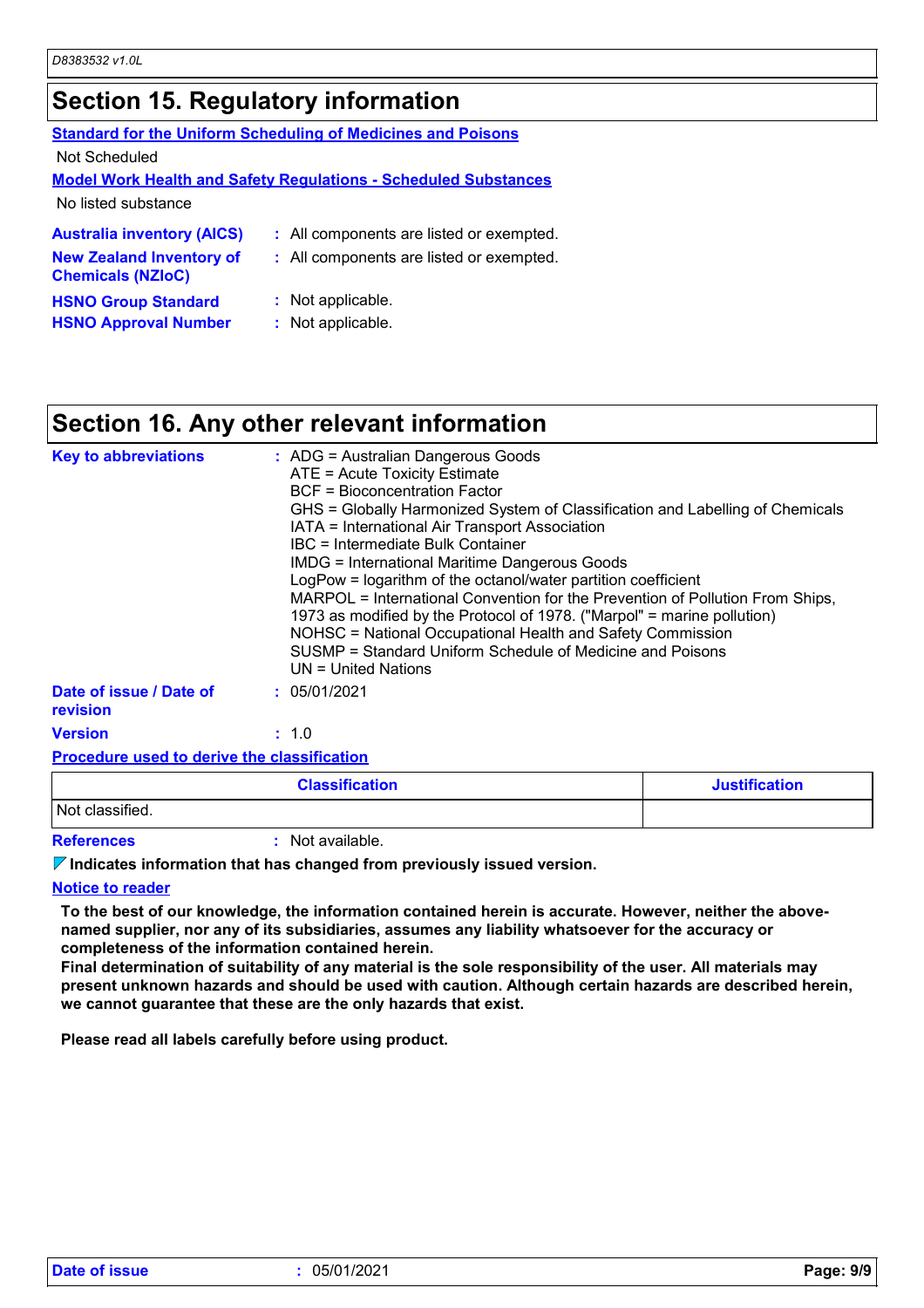## Section 15. Regulatory information

**Standard for the Uniform Scheduling of Medicines and Poisons**

Not Scheduled

**Model Work Health and Safety Regulations - Scheduled Substances**

No listed substance

**Australia inventory (AICS)** : All components are listed or exempted.

**New Zealand Inventory of Chemicals (NZIoC)** : All components are listed or exempted.

**HSNO Group Standard** : Not applicable.

**HSNO Approval Number** : Not applicable.

## Section 16. Any other relevant information

**Key to abbreviations** :
ADG = Australian Dangerous Goods
ATE = Acute Toxicity Estimate
BCF = Bioconcentration Factor
GHS = Globally Harmonized System of Classification and Labelling of Chemicals
IATA = International Air Transport Association
IBC = Intermediate Bulk Container
IMDG = International Maritime Dangerous Goods
LogPow = logarithm of the octanol/water partition coefficient
MARPOL = International Convention for the Prevention of Pollution From Ships, 1973 as modified by the Protocol of 1978. ("Marpol" = marine pollution)
NOHSC = National Occupational Health and Safety Commission
SUSMP = Standard Uniform Schedule of Medicine and Poisons
UN = United Nations

**Date of issue / Date of revision** : 05/01/2021

**Version** : 1.0

**Procedure used to derive the classification**

| Classification | Justification |
|---|---|
| Not classified. | |

**References** : Not available.

**Indicates information that has changed from previously issued version.**

**Notice to reader**

**To the best of our knowledge, the information contained herein is accurate. However, neither the above-named supplier, nor any of its subsidiaries, assumes any liability whatsoever for the accuracy or completeness of the information contained herein.**
**Final determination of suitability of any material is the sole responsibility of the user. All materials may present unknown hazards and should be used with caution. Although certain hazards are described herein, we cannot guarantee that these are the only hazards that exist.**

**Please read all labels carefully before using product.**